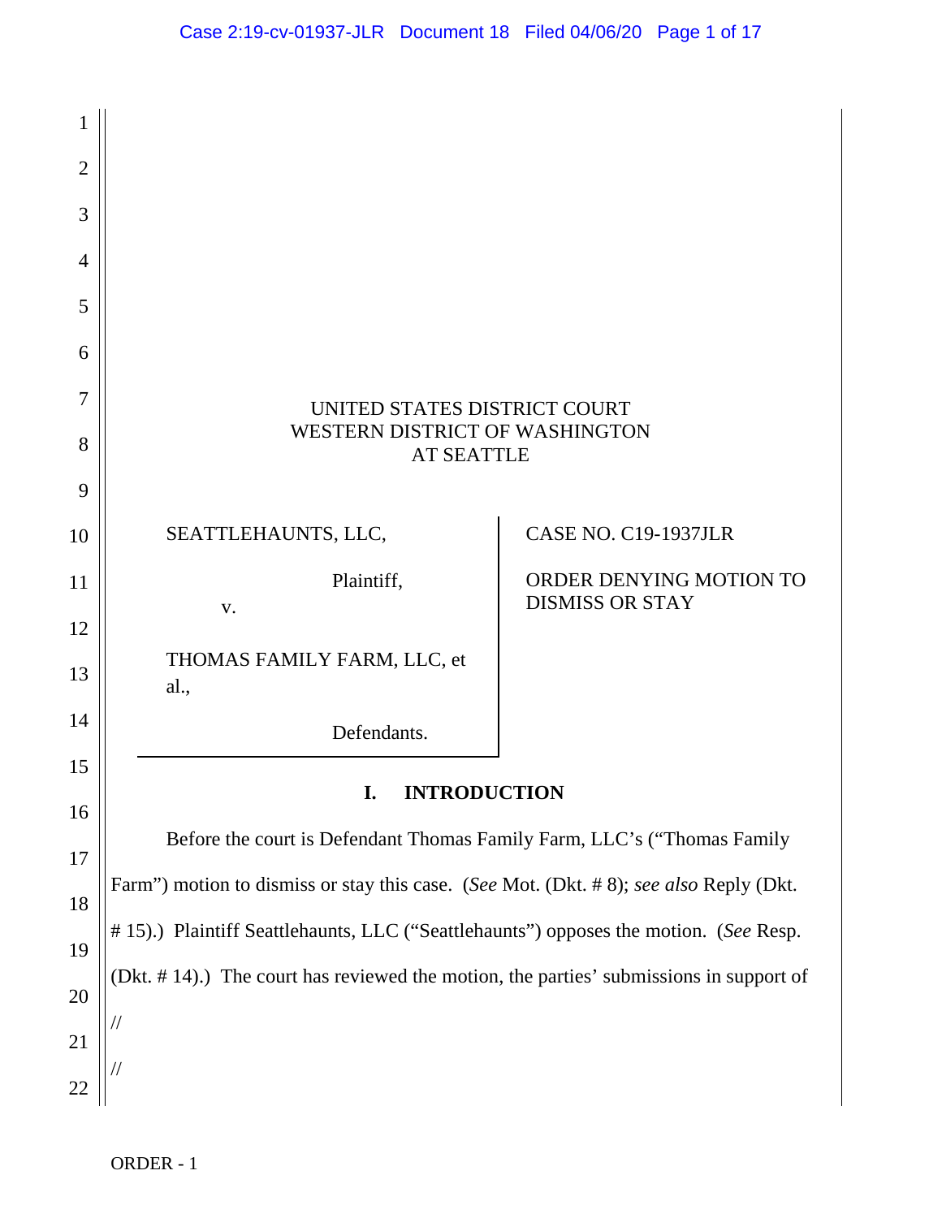UNITED STATES DISTRICT COURT
WESTERN DISTRICT OF WASHINGTON
AT SEATTLE

| | |
|---|---|
| SEATTLEHAUNTS, LLC,<br><br>Plaintiff,<br><br>v.<br><br>THOMAS FAMILY FARM, LLC, et al.,<br><br>Defendants. | CASE NO. C19-1937JLR<br><br>ORDER DENYING MOTION TO DISMISS OR STAY |

## I. INTRODUCTION

Before the court is Defendant Thomas Family Farm, LLC's ("Thomas Family Farm") motion to dismiss or stay this case. (*See* Mot. (Dkt. # 8); *see also* Reply (Dkt. # 15).) Plaintiff Seattlehaunts, LLC ("Seattlehaunts") opposes the motion. (*See* Resp. (Dkt. # 14).) The court has reviewed the motion, the parties' submissions in support of

//

//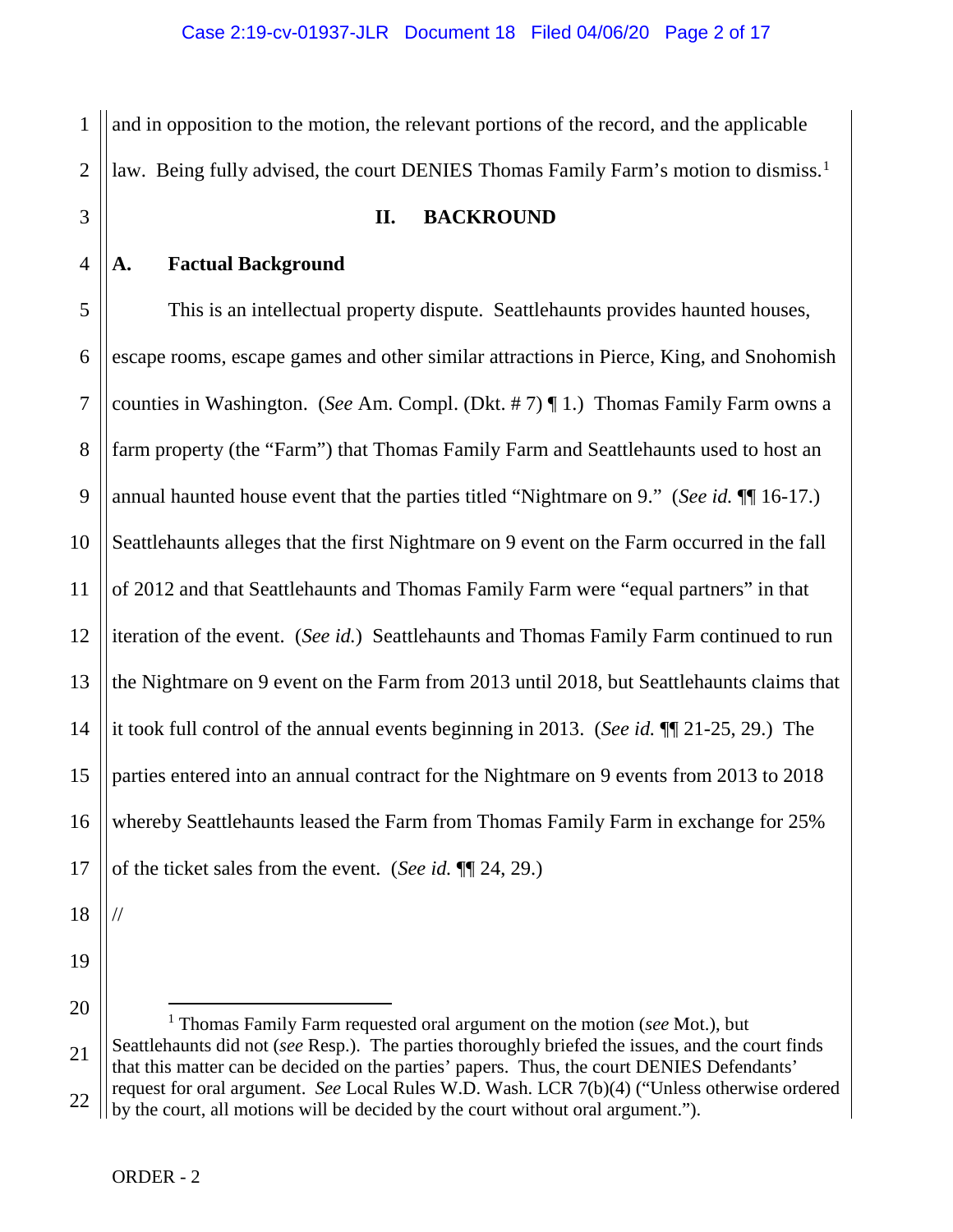and in opposition to the motion, the relevant portions of the record, and the applicable law. Being fully advised, the court DENIES Thomas Family Farm's motion to dismiss.[1]

## II. BACKROUND

### A. Factual Background

This is an intellectual property dispute. Seattlehaunts provides haunted houses, escape rooms, escape games and other similar attractions in Pierce, King, and Snohomish counties in Washington. (*See* Am. Compl. (Dkt. # 7) ¶ 1.) Thomas Family Farm owns a farm property (the "Farm") that Thomas Family Farm and Seattlehaunts used to host an annual haunted house event that the parties titled "Nightmare on 9." (*See id.* ¶¶ 16-17.) Seattlehaunts alleges that the first Nightmare on 9 event on the Farm occurred in the fall of 2012 and that Seattlehaunts and Thomas Family Farm were "equal partners" in that iteration of the event. (*See id.*) Seattlehaunts and Thomas Family Farm continued to run the Nightmare on 9 event on the Farm from 2013 until 2018, but Seattlehaunts claims that it took full control of the annual events beginning in 2013. (*See id.* ¶¶ 21-25, 29.) The parties entered into an annual contract for the Nightmare on 9 events from 2013 to 2018 whereby Seattlehaunts leased the Farm from Thomas Family Farm in exchange for 25% of the ticket sales from the event. (*See id.* ¶¶ 24, 29.)

//

---

[1] Thomas Family Farm requested oral argument on the motion (*see* Mot.), but Seattlehaunts did not (*see* Resp.). The parties thoroughly briefed the issues, and the court finds that this matter can be decided on the parties' papers. Thus, the court DENIES Defendants' request for oral argument. *See* Local Rules W.D. Wash. LCR 7(b)(4) ("Unless otherwise ordered by the court, all motions will be decided by the court without oral argument.").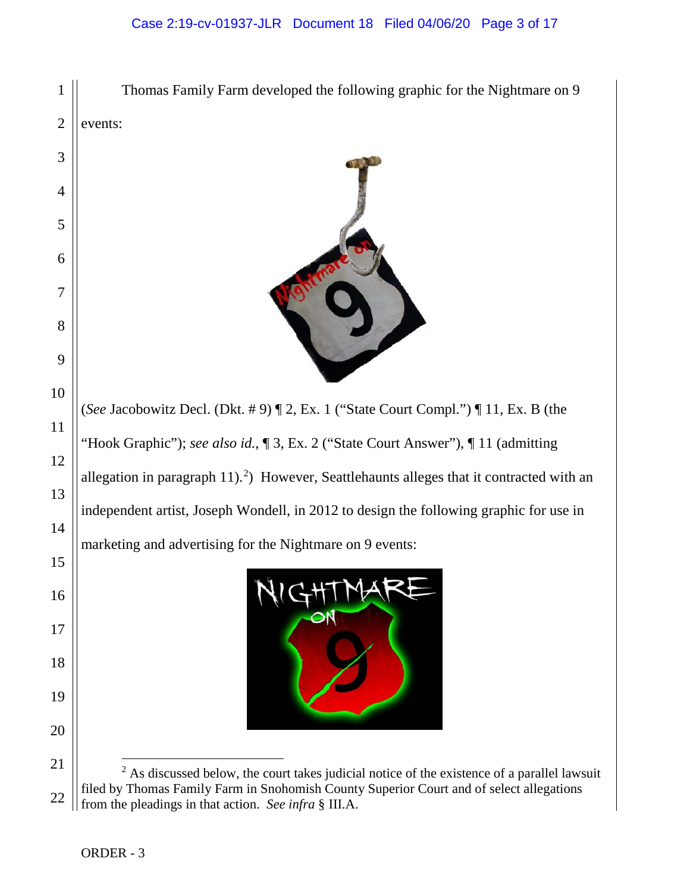Thomas Family Farm developed the following graphic for the Nightmare on 9 events:

(*See* Jacobowitz Decl. (Dkt. # 9) ¶ 2, Ex. 1 ("State Court Compl.") ¶ 11, Ex. B (the "Hook Graphic"); *see also id.*, ¶ 3, Ex. 2 ("State Court Answer"), ¶ 11 (admitting allegation in paragraph 11).[2]) However, Seattlehaunts alleges that it contracted with an independent artist, Joseph Wondell, in 2012 to design the following graphic for use in marketing and advertising for the Nightmare on 9 events:

---

[2] As discussed below, the court takes judicial notice of the existence of a parallel lawsuit filed by Thomas Family Farm in Snohomish County Superior Court and of select allegations from the pleadings in that action. *See infra* § III.A.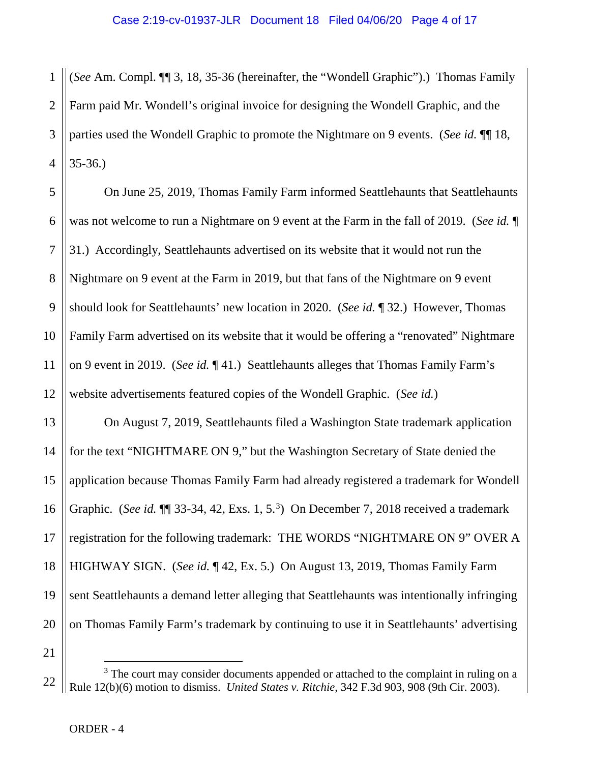(*See* Am. Compl. ¶¶ 3, 18, 35-36 (hereinafter, the "Wondell Graphic").) Thomas Family Farm paid Mr. Wondell's original invoice for designing the Wondell Graphic, and the parties used the Wondell Graphic to promote the Nightmare on 9 events. (*See id.* ¶¶ 18, 35-36.)

On June 25, 2019, Thomas Family Farm informed Seattlehaunts that Seattlehaunts was not welcome to run a Nightmare on 9 event at the Farm in the fall of 2019. (*See id.* ¶ 31.) Accordingly, Seattlehaunts advertised on its website that it would not run the Nightmare on 9 event at the Farm in 2019, but that fans of the Nightmare on 9 event should look for Seattlehaunts' new location in 2020. (*See id.* ¶ 32.) However, Thomas Family Farm advertised on its website that it would be offering a "renovated" Nightmare on 9 event in 2019. (*See id.* ¶ 41.) Seattlehaunts alleges that Thomas Family Farm's website advertisements featured copies of the Wondell Graphic. (*See id.*)

On August 7, 2019, Seattlehaunts filed a Washington State trademark application for the text "NIGHTMARE ON 9," but the Washington Secretary of State denied the application because Thomas Family Farm had already registered a trademark for Wondell Graphic. (*See id.* ¶¶ 33-34, 42, Exs. 1, 5.[3]) On December 7, 2018 received a trademark registration for the following trademark: THE WORDS "NIGHTMARE ON 9" OVER A HIGHWAY SIGN. (*See id.* ¶ 42, Ex. 5.) On August 13, 2019, Thomas Family Farm sent Seattlehaunts a demand letter alleging that Seattlehaunts was intentionally infringing on Thomas Family Farm's trademark by continuing to use it in Seattlehaunts' advertising

[3] The court may consider documents appended or attached to the complaint in ruling on a Rule 12(b)(6) motion to dismiss. *United States v. Ritchie*, 342 F.3d 903, 908 (9th Cir. 2003).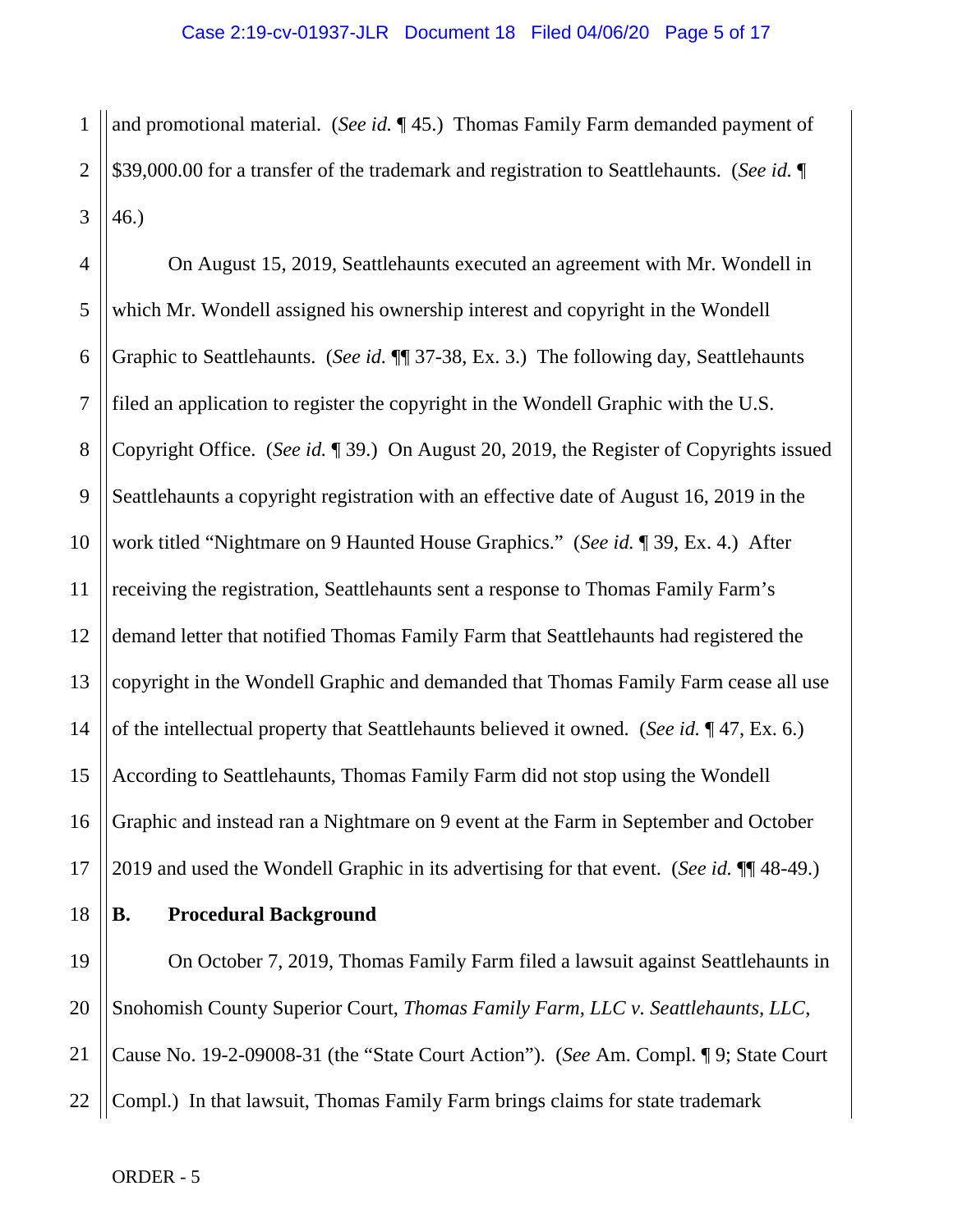and promotional material. (*See id.* ¶ 45.) Thomas Family Farm demanded payment of $39,000.00 for a transfer of the trademark and registration to Seattlehaunts. (*See id.* ¶ 46.)

On August 15, 2019, Seattlehaunts executed an agreement with Mr. Wondell in which Mr. Wondell assigned his ownership interest and copyright in the Wondell Graphic to Seattlehaunts. (*See id.* ¶¶ 37-38, Ex. 3.) The following day, Seattlehaunts filed an application to register the copyright in the Wondell Graphic with the U.S. Copyright Office. (*See id.* ¶ 39.) On August 20, 2019, the Register of Copyrights issued Seattlehaunts a copyright registration with an effective date of August 16, 2019 in the work titled "Nightmare on 9 Haunted House Graphics." (*See id.* ¶ 39, Ex. 4.) After receiving the registration, Seattlehaunts sent a response to Thomas Family Farm's demand letter that notified Thomas Family Farm that Seattlehaunts had registered the copyright in the Wondell Graphic and demanded that Thomas Family Farm cease all use of the intellectual property that Seattlehaunts believed it owned. (*See id.* ¶ 47, Ex. 6.) According to Seattlehaunts, Thomas Family Farm did not stop using the Wondell Graphic and instead ran a Nightmare on 9 event at the Farm in September and October 2019 and used the Wondell Graphic in its advertising for that event. (*See id.* ¶¶ 48-49.)

### B. Procedural Background

On October 7, 2019, Thomas Family Farm filed a lawsuit against Seattlehaunts in Snohomish County Superior Court, *Thomas Family Farm, LLC v. Seattlehaunts, LLC*, Cause No. 19-2-09008-31 (the "State Court Action"). (*See* Am. Compl. ¶ 9; State Court Compl.) In that lawsuit, Thomas Family Farm brings claims for state trademark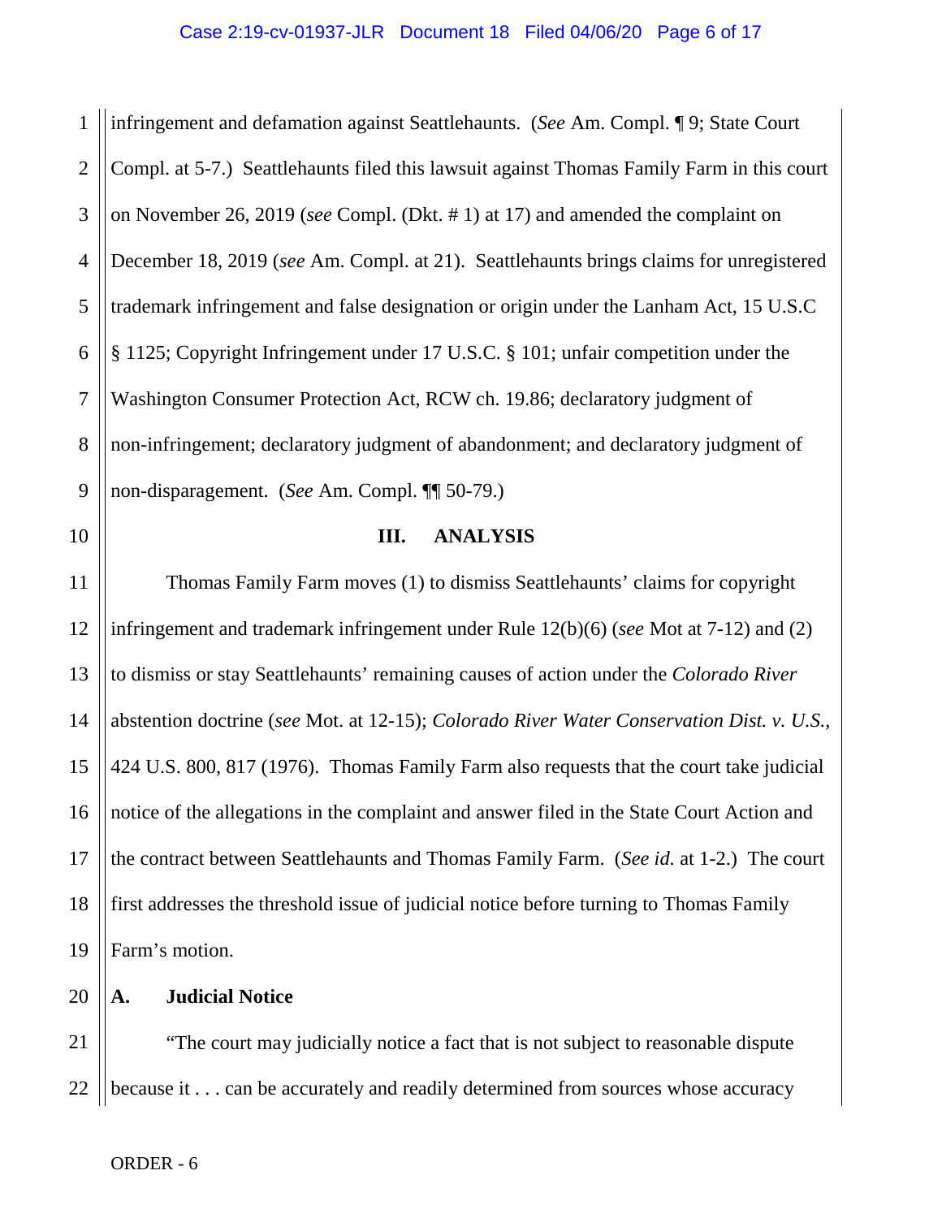infringement and defamation against Seattlehaunts. (*See* Am. Compl. ¶ 9; State Court Compl. at 5-7.) Seattlehaunts filed this lawsuit against Thomas Family Farm in this court on November 26, 2019 (*see* Compl. (Dkt. # 1) at 17) and amended the complaint on December 18, 2019 (*see* Am. Compl. at 21). Seattlehaunts brings claims for unregistered trademark infringement and false designation or origin under the Lanham Act, 15 U.S.C § 1125; Copyright Infringement under 17 U.S.C. § 101; unfair competition under the Washington Consumer Protection Act, RCW ch. 19.86; declaratory judgment of non-infringement; declaratory judgment of abandonment; and declaratory judgment of non-disparagement. (*See* Am. Compl. ¶¶ 50-79.)

## III. ANALYSIS

Thomas Family Farm moves (1) to dismiss Seattlehaunts' claims for copyright infringement and trademark infringement under Rule 12(b)(6) (*see* Mot at 7-12) and (2) to dismiss or stay Seattlehaunts' remaining causes of action under the *Colorado River* abstention doctrine (*see* Mot. at 12-15); *Colorado River Water Conservation Dist. v. U.S.*, 424 U.S. 800, 817 (1976). Thomas Family Farm also requests that the court take judicial notice of the allegations in the complaint and answer filed in the State Court Action and the contract between Seattlehaunts and Thomas Family Farm. (*See id.* at 1-2.) The court first addresses the threshold issue of judicial notice before turning to Thomas Family Farm's motion.

### A. Judicial Notice

"The court may judicially notice a fact that is not subject to reasonable dispute because it . . . can be accurately and readily determined from sources whose accuracy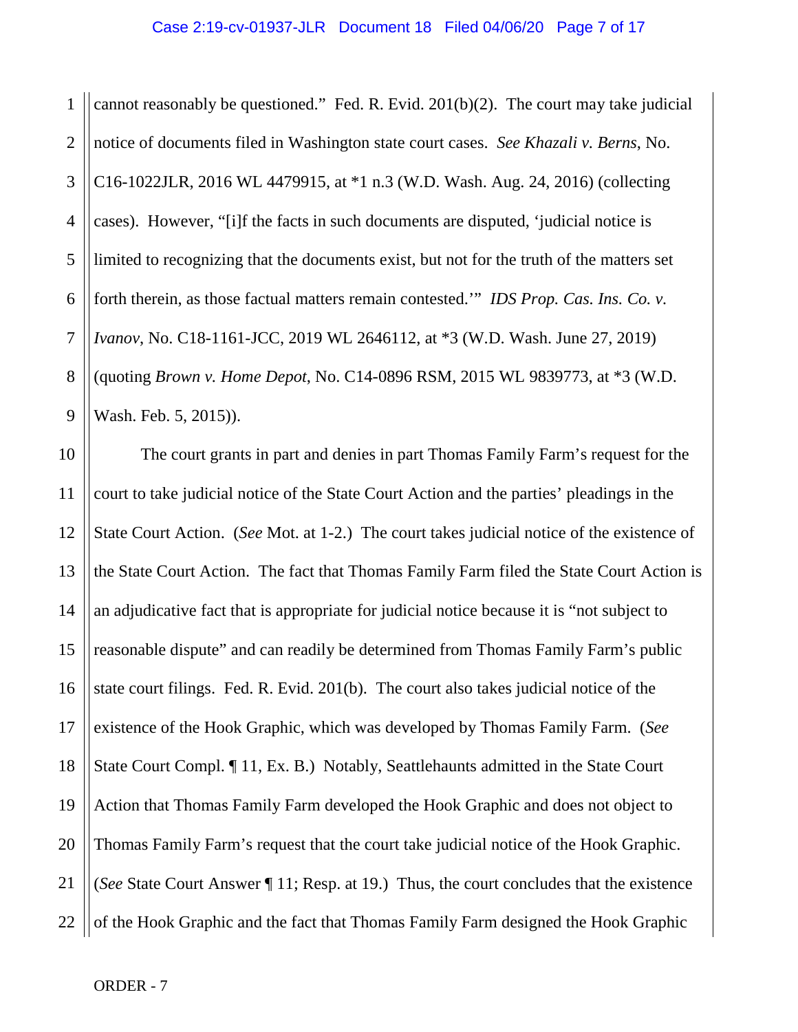cannot reasonably be questioned." Fed. R. Evid. 201(b)(2). The court may take judicial notice of documents filed in Washington state court cases. *See Khazali v. Berns*, No. C16-1022JLR, 2016 WL 4479915, at *1 n.3 (W.D. Wash. Aug. 24, 2016) (collecting cases). However, "[i]f the facts in such documents are disputed, 'judicial notice is limited to recognizing that the documents exist, but not for the truth of the matters set forth therein, as those factual matters remain contested.'" *IDS Prop. Cas. Ins. Co. v. Ivanov*, No. C18-1161-JCC, 2019 WL 2646112, at *3 (W.D. Wash. June 27, 2019) (quoting *Brown v. Home Depot*, No. C14-0896 RSM, 2015 WL 9839773, at *3 (W.D. Wash. Feb. 5, 2015)).

The court grants in part and denies in part Thomas Family Farm's request for the court to take judicial notice of the State Court Action and the parties' pleadings in the State Court Action. (*See* Mot. at 1-2.) The court takes judicial notice of the existence of the State Court Action. The fact that Thomas Family Farm filed the State Court Action is an adjudicative fact that is appropriate for judicial notice because it is "not subject to reasonable dispute" and can readily be determined from Thomas Family Farm's public state court filings. Fed. R. Evid. 201(b). The court also takes judicial notice of the existence of the Hook Graphic, which was developed by Thomas Family Farm. (*See* State Court Compl. ¶ 11, Ex. B.) Notably, Seattlehaunts admitted in the State Court Action that Thomas Family Farm developed the Hook Graphic and does not object to Thomas Family Farm's request that the court take judicial notice of the Hook Graphic. (*See* State Court Answer ¶ 11; Resp. at 19.) Thus, the court concludes that the existence of the Hook Graphic and the fact that Thomas Family Farm designed the Hook Graphic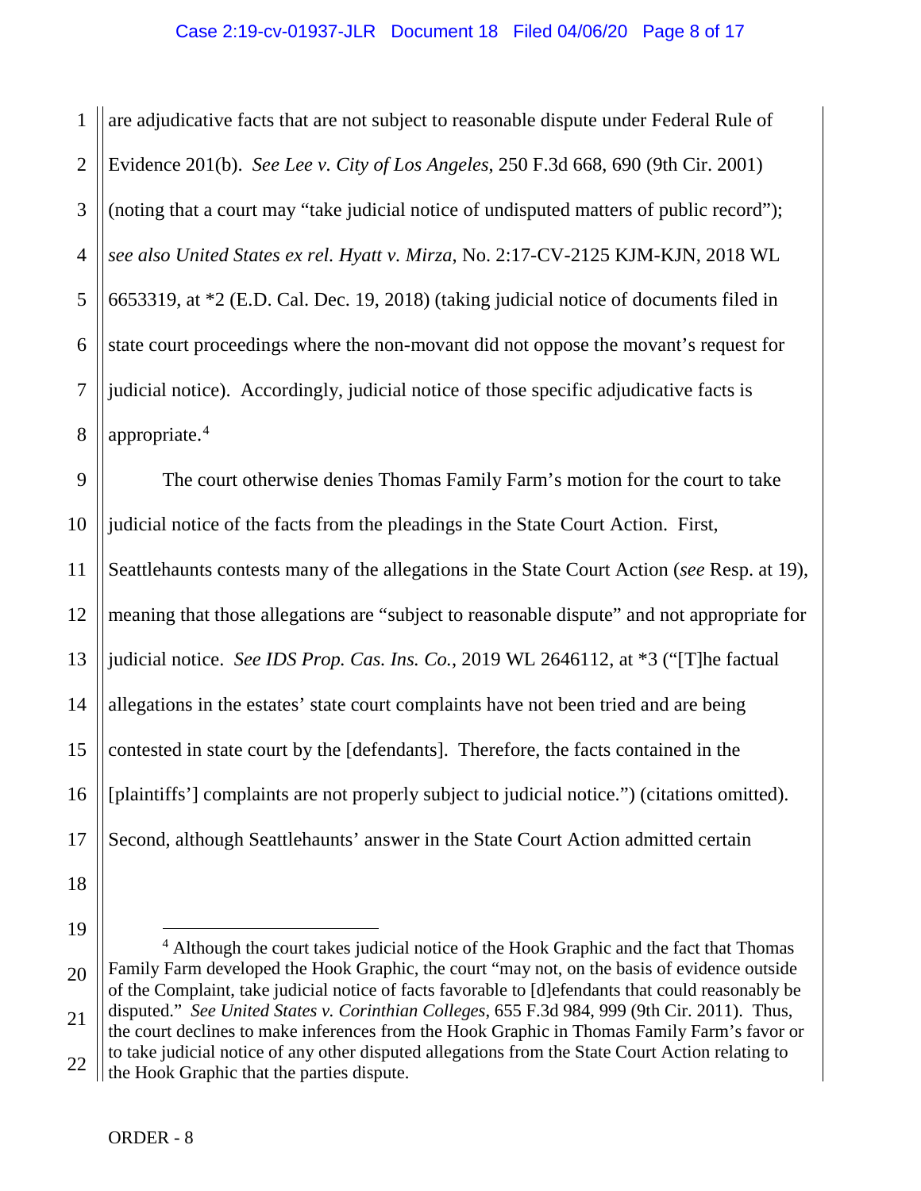are adjudicative facts that are not subject to reasonable dispute under Federal Rule of Evidence 201(b). *See Lee v. City of Los Angeles*, 250 F.3d 668, 690 (9th Cir. 2001) (noting that a court may "take judicial notice of undisputed matters of public record"); *see also United States ex rel. Hyatt v. Mirza*, No. 2:17-CV-2125 KJM-KJN, 2018 WL 6653319, at *2 (E.D. Cal. Dec. 19, 2018) (taking judicial notice of documents filed in state court proceedings where the non-movant did not oppose the movant's request for judicial notice). Accordingly, judicial notice of those specific adjudicative facts is appropriate.[4]

The court otherwise denies Thomas Family Farm's motion for the court to take judicial notice of the facts from the pleadings in the State Court Action. First, Seattlehaunts contests many of the allegations in the State Court Action (*see* Resp. at 19), meaning that those allegations are "subject to reasonable dispute" and not appropriate for judicial notice. *See IDS Prop. Cas. Ins. Co.*, 2019 WL 2646112, at *3 ("[T]he factual allegations in the estates' state court complaints have not been tried and are being contested in state court by the [defendants]. Therefore, the facts contained in the [plaintiffs'] complaints are not properly subject to judicial notice.") (citations omitted). Second, although Seattlehaunts' answer in the State Court Action admitted certain

---

[4] Although the court takes judicial notice of the Hook Graphic and the fact that Thomas Family Farm developed the Hook Graphic, the court "may not, on the basis of evidence outside of the Complaint, take judicial notice of facts favorable to [d]efendants that could reasonably be disputed." *See United States v. Corinthian Colleges*, 655 F.3d 984, 999 (9th Cir. 2011). Thus, the court declines to make inferences from the Hook Graphic in Thomas Family Farm's favor or to take judicial notice of any other disputed allegations from the State Court Action relating to the Hook Graphic that the parties dispute.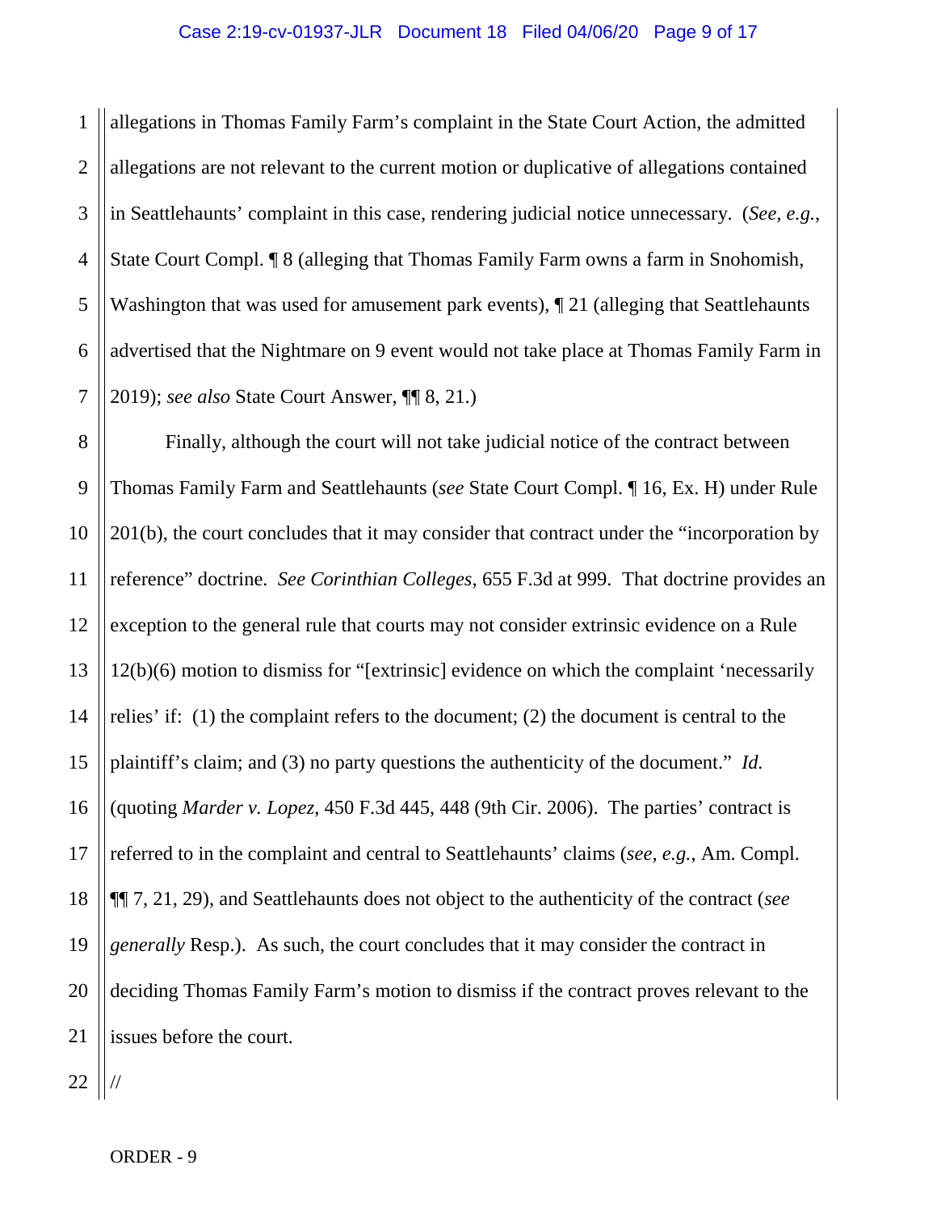allegations in Thomas Family Farm's complaint in the State Court Action, the admitted allegations are not relevant to the current motion or duplicative of allegations contained in Seattlehaunts' complaint in this case, rendering judicial notice unnecessary. (*See, e.g.*, State Court Compl. ¶ 8 (alleging that Thomas Family Farm owns a farm in Snohomish, Washington that was used for amusement park events), ¶ 21 (alleging that Seattlehaunts advertised that the Nightmare on 9 event would not take place at Thomas Family Farm in 2019); *see also* State Court Answer, ¶¶ 8, 21.)

Finally, although the court will not take judicial notice of the contract between Thomas Family Farm and Seattlehaunts (*see* State Court Compl. ¶ 16, Ex. H) under Rule 201(b), the court concludes that it may consider that contract under the "incorporation by reference" doctrine. *See Corinthian Colleges*, 655 F.3d at 999. That doctrine provides an exception to the general rule that courts may not consider extrinsic evidence on a Rule 12(b)(6) motion to dismiss for "[extrinsic] evidence on which the complaint 'necessarily relies' if: (1) the complaint refers to the document; (2) the document is central to the plaintiff's claim; and (3) no party questions the authenticity of the document." *Id.* (quoting *Marder v. Lopez*, 450 F.3d 445, 448 (9th Cir. 2006). The parties' contract is referred to in the complaint and central to Seattlehaunts' claims (*see, e.g.*, Am. Compl. ¶¶ 7, 21, 29), and Seattlehaunts does not object to the authenticity of the contract (*see generally* Resp.). As such, the court concludes that it may consider the contract in deciding Thomas Family Farm's motion to dismiss if the contract proves relevant to the issues before the court.

//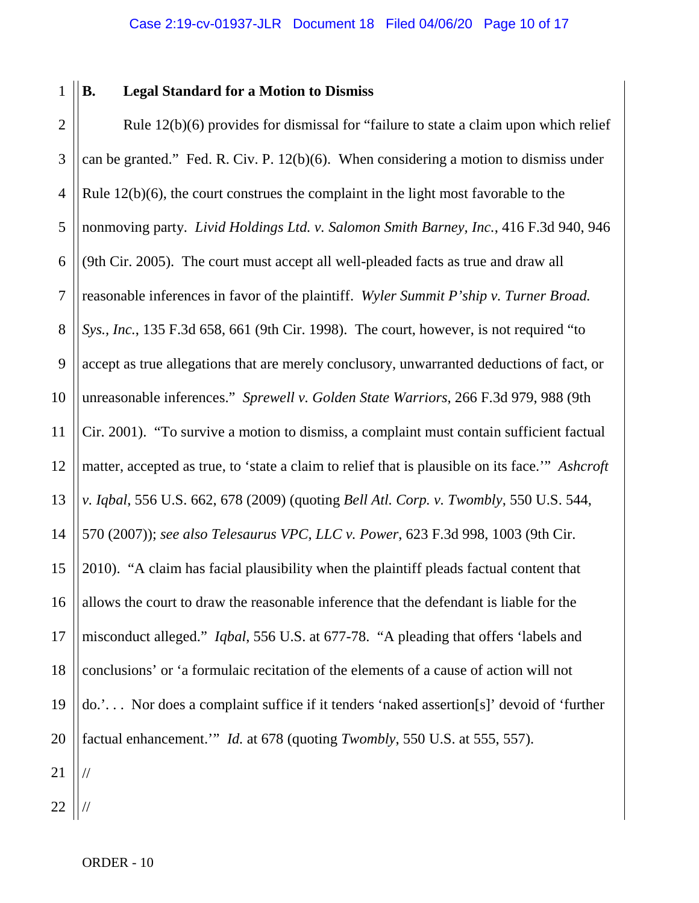### B. Legal Standard for a Motion to Dismiss

Rule 12(b)(6) provides for dismissal for "failure to state a claim upon which relief can be granted." Fed. R. Civ. P. 12(b)(6). When considering a motion to dismiss under Rule 12(b)(6), the court construes the complaint in the light most favorable to the nonmoving party. *Livid Holdings Ltd. v. Salomon Smith Barney, Inc.*, 416 F.3d 940, 946 (9th Cir. 2005). The court must accept all well-pleaded facts as true and draw all reasonable inferences in favor of the plaintiff. *Wyler Summit P'ship v. Turner Broad. Sys., Inc.*, 135 F.3d 658, 661 (9th Cir. 1998). The court, however, is not required "to accept as true allegations that are merely conclusory, unwarranted deductions of fact, or unreasonable inferences." *Sprewell v. Golden State Warriors*, 266 F.3d 979, 988 (9th Cir. 2001). "To survive a motion to dismiss, a complaint must contain sufficient factual matter, accepted as true, to 'state a claim to relief that is plausible on its face.'" *Ashcroft v. Iqbal*, 556 U.S. 662, 678 (2009) (quoting *Bell Atl. Corp. v. Twombly*, 550 U.S. 544, 570 (2007)); *see also Telesaurus VPC, LLC v. Power*, 623 F.3d 998, 1003 (9th Cir. 2010). "A claim has facial plausibility when the plaintiff pleads factual content that allows the court to draw the reasonable inference that the defendant is liable for the misconduct alleged." *Iqbal*, 556 U.S. at 677-78. "A pleading that offers 'labels and conclusions' or 'a formulaic recitation of the elements of a cause of action will not do.'. . . Nor does a complaint suffice if it tenders 'naked assertion[s]' devoid of 'further factual enhancement.'" *Id.* at 678 (quoting *Twombly*, 550 U.S. at 555, 557).

//

//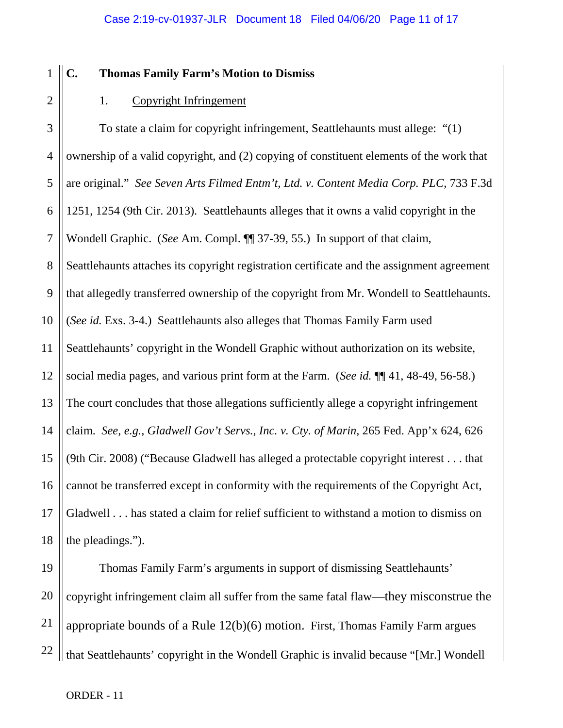### C. Thomas Family Farm's Motion to Dismiss

1. Copyright Infringement

To state a claim for copyright infringement, Seattlehaunts must allege: "(1) ownership of a valid copyright, and (2) copying of constituent elements of the work that are original." *See Seven Arts Filmed Entm't, Ltd. v. Content Media Corp. PLC*, 733 F.3d 1251, 1254 (9th Cir. 2013). Seattlehaunts alleges that it owns a valid copyright in the Wondell Graphic. (*See* Am. Compl. ¶¶ 37-39, 55.) In support of that claim, Seattlehaunts attaches its copyright registration certificate and the assignment agreement that allegedly transferred ownership of the copyright from Mr. Wondell to Seattlehaunts. (*See id.* Exs. 3-4.) Seattlehaunts also alleges that Thomas Family Farm used Seattlehaunts' copyright in the Wondell Graphic without authorization on its website, social media pages, and various print form at the Farm. (*See id.* ¶¶ 41, 48-49, 56-58.) The court concludes that those allegations sufficiently allege a copyright infringement claim. *See, e.g.*, *Gladwell Gov't Servs., Inc. v. Cty. of Marin*, 265 Fed. App'x 624, 626 (9th Cir. 2008) ("Because Gladwell has alleged a protectable copyright interest . . . that cannot be transferred except in conformity with the requirements of the Copyright Act, Gladwell . . . has stated a claim for relief sufficient to withstand a motion to dismiss on the pleadings.").

Thomas Family Farm's arguments in support of dismissing Seattlehaunts' copyright infringement claim all suffer from the same fatal flaw—they misconstrue the appropriate bounds of a Rule 12(b)(6) motion. First, Thomas Family Farm argues that Seattlehaunts' copyright in the Wondell Graphic is invalid because "[Mr.] Wondell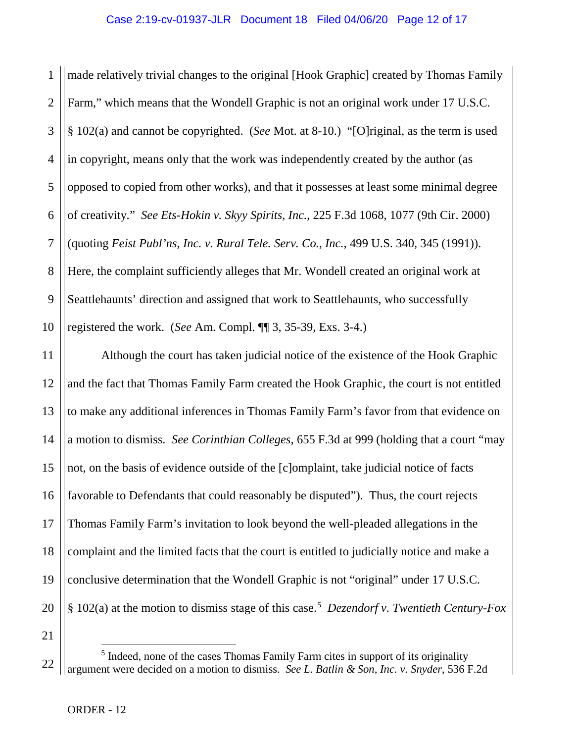made relatively trivial changes to the original [Hook Graphic] created by Thomas Family Farm," which means that the Wondell Graphic is not an original work under 17 U.S.C. § 102(a) and cannot be copyrighted. (*See* Mot. at 8-10.) "[O]riginal, as the term is used in copyright, means only that the work was independently created by the author (as opposed to copied from other works), and that it possesses at least some minimal degree of creativity." *See Ets-Hokin v. Skyy Spirits, Inc.*, 225 F.3d 1068, 1077 (9th Cir. 2000) (quoting *Feist Publ'ns, Inc. v. Rural Tele. Serv. Co., Inc.*, 499 U.S. 340, 345 (1991)). Here, the complaint sufficiently alleges that Mr. Wondell created an original work at Seattlehaunts' direction and assigned that work to Seattlehaunts, who successfully registered the work. (*See* Am. Compl. ¶¶ 3, 35-39, Exs. 3-4.)

Although the court has taken judicial notice of the existence of the Hook Graphic and the fact that Thomas Family Farm created the Hook Graphic, the court is not entitled to make any additional inferences in Thomas Family Farm's favor from that evidence on a motion to dismiss. *See Corinthian Colleges*, 655 F.3d at 999 (holding that a court "may not, on the basis of evidence outside of the [c]omplaint, take judicial notice of facts favorable to Defendants that could reasonably be disputed"). Thus, the court rejects Thomas Family Farm's invitation to look beyond the well-pleaded allegations in the complaint and the limited facts that the court is entitled to judicially notice and make a conclusive determination that the Wondell Graphic is not "original" under 17 U.S.C. § 102(a) at the motion to dismiss stage of this case.[5] *Dezendorf v. Twentieth Century-Fox*

---

[5] Indeed, none of the cases Thomas Family Farm cites in support of its originality argument were decided on a motion to dismiss. *See L. Batlin & Son, Inc. v. Snyder*, 536 F.2d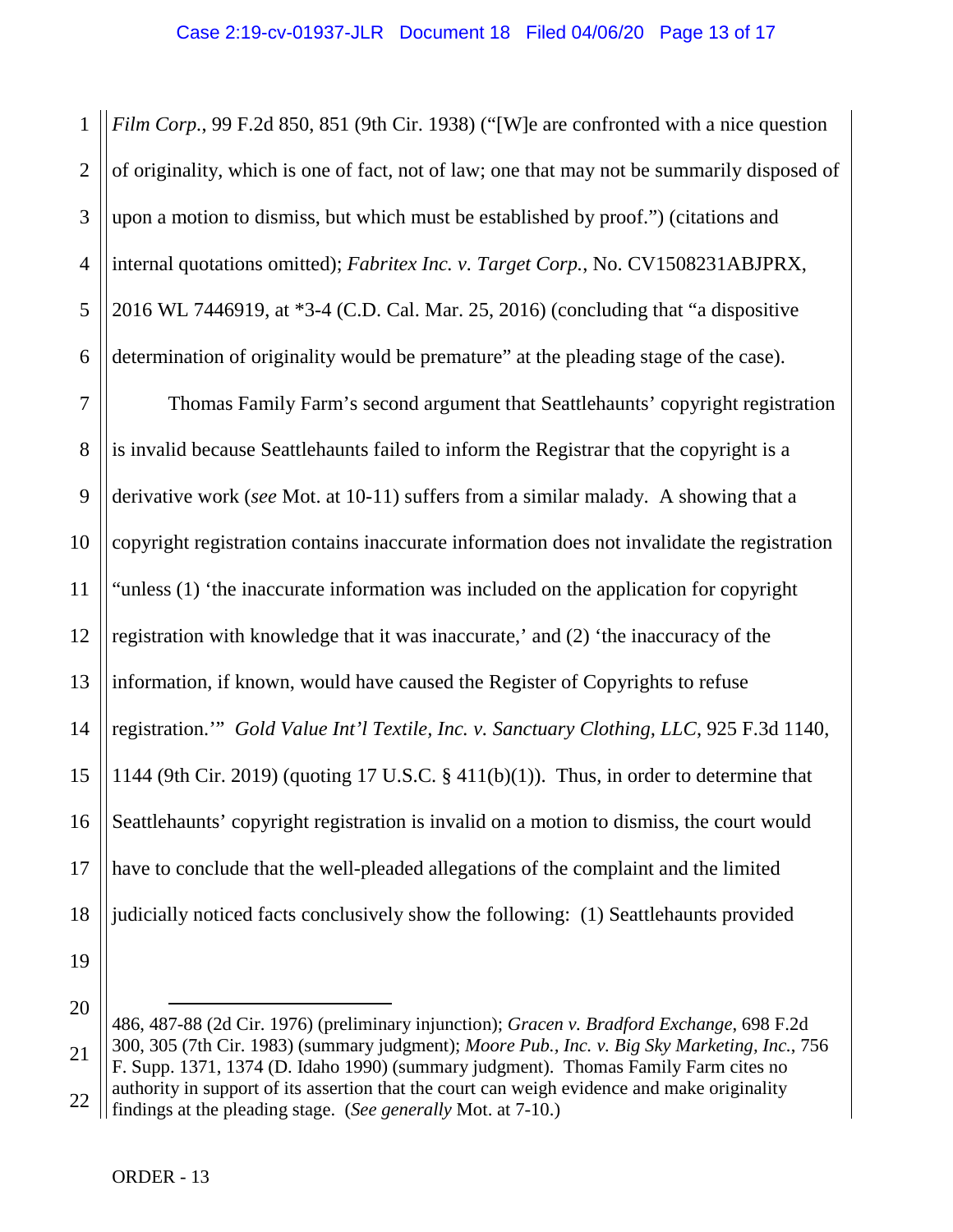*Film Corp.*, 99 F.2d 850, 851 (9th Cir. 1938) ("[W]e are confronted with a nice question of originality, which is one of fact, not of law; one that may not be summarily disposed of upon a motion to dismiss, but which must be established by proof.") (citations and internal quotations omitted); *Fabritex Inc. v. Target Corp.*, No. CV1508231ABJPRX, 2016 WL 7446919, at *3-4 (C.D. Cal. Mar. 25, 2016) (concluding that "a dispositive determination of originality would be premature" at the pleading stage of the case).

Thomas Family Farm's second argument that Seattlehaunts' copyright registration is invalid because Seattlehaunts failed to inform the Registrar that the copyright is a derivative work (*see* Mot. at 10-11) suffers from a similar malady. A showing that a copyright registration contains inaccurate information does not invalidate the registration "unless (1) 'the inaccurate information was included on the application for copyright registration with knowledge that it was inaccurate,' and (2) 'the inaccuracy of the information, if known, would have caused the Register of Copyrights to refuse registration.'" *Gold Value Int'l Textile, Inc. v. Sanctuary Clothing, LLC*, 925 F.3d 1140, 1144 (9th Cir. 2019) (quoting 17 U.S.C. § 411(b)(1)). Thus, in order to determine that Seattlehaunts' copyright registration is invalid on a motion to dismiss, the court would have to conclude that the well-pleaded allegations of the complaint and the limited judicially noticed facts conclusively show the following: (1) Seattlehaunts provided

---

486, 487-88 (2d Cir. 1976) (preliminary injunction); *Gracen v. Bradford Exchange*, 698 F.2d 300, 305 (7th Cir. 1983) (summary judgment); *Moore Pub., Inc. v. Big Sky Marketing, Inc.*, 756 F. Supp. 1371, 1374 (D. Idaho 1990) (summary judgment). Thomas Family Farm cites no authority in support of its assertion that the court can weigh evidence and make originality findings at the pleading stage. (*See generally* Mot. at 7-10.)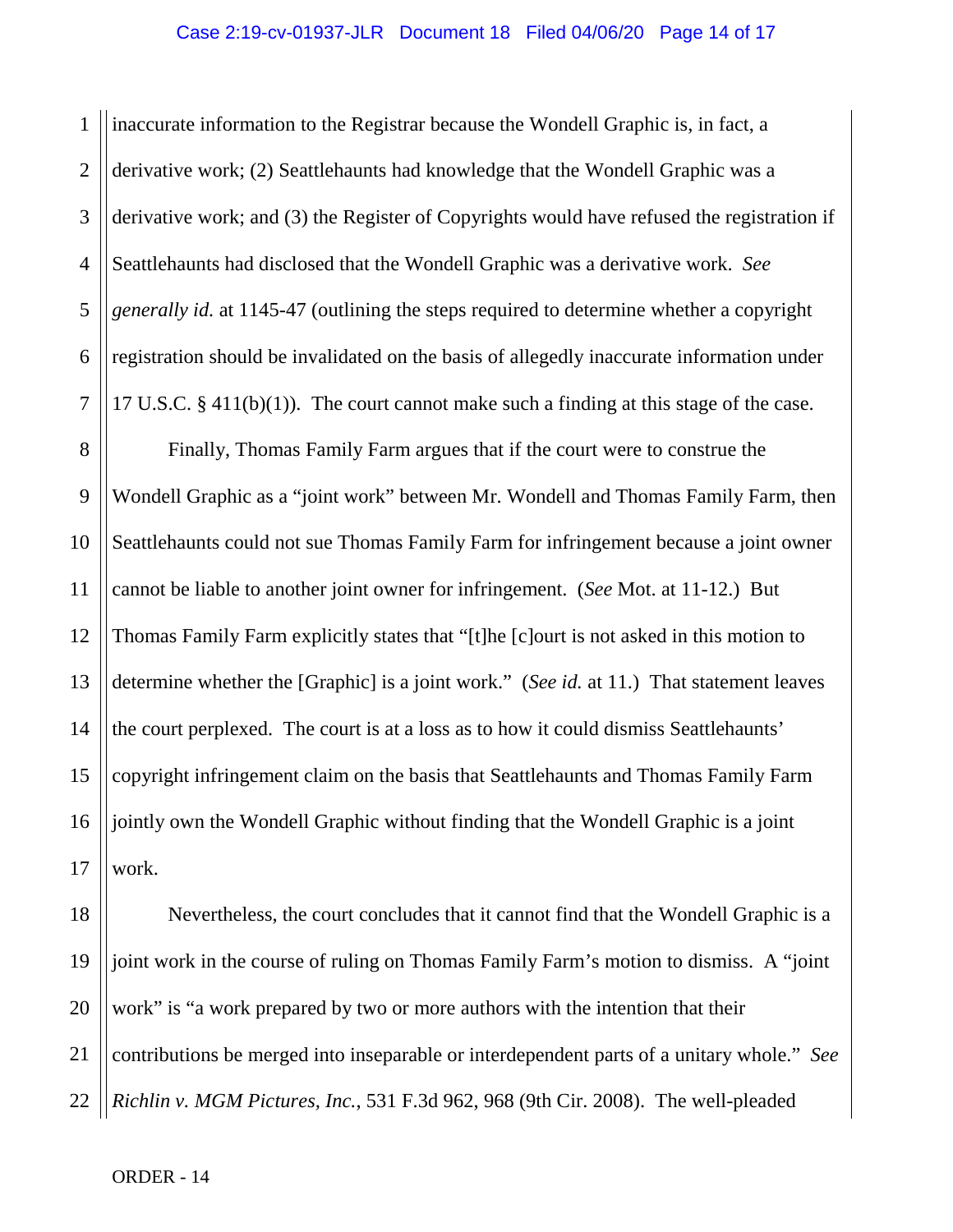inaccurate information to the Registrar because the Wondell Graphic is, in fact, a derivative work; (2) Seattlehaunts had knowledge that the Wondell Graphic was a derivative work; and (3) the Register of Copyrights would have refused the registration if Seattlehaunts had disclosed that the Wondell Graphic was a derivative work. *See generally id.* at 1145-47 (outlining the steps required to determine whether a copyright registration should be invalidated on the basis of allegedly inaccurate information under 17 U.S.C. § 411(b)(1)). The court cannot make such a finding at this stage of the case.

Finally, Thomas Family Farm argues that if the court were to construe the Wondell Graphic as a "joint work" between Mr. Wondell and Thomas Family Farm, then Seattlehaunts could not sue Thomas Family Farm for infringement because a joint owner cannot be liable to another joint owner for infringement. (*See* Mot. at 11-12.) But Thomas Family Farm explicitly states that "[t]he [c]ourt is not asked in this motion to determine whether the [Graphic] is a joint work." (*See id.* at 11.) That statement leaves the court perplexed. The court is at a loss as to how it could dismiss Seattlehaunts' copyright infringement claim on the basis that Seattlehaunts and Thomas Family Farm jointly own the Wondell Graphic without finding that the Wondell Graphic is a joint work.

Nevertheless, the court concludes that it cannot find that the Wondell Graphic is a joint work in the course of ruling on Thomas Family Farm's motion to dismiss. A "joint work" is "a work prepared by two or more authors with the intention that their contributions be merged into inseparable or interdependent parts of a unitary whole." *See Richlin v. MGM Pictures, Inc.*, 531 F.3d 962, 968 (9th Cir. 2008). The well-pleaded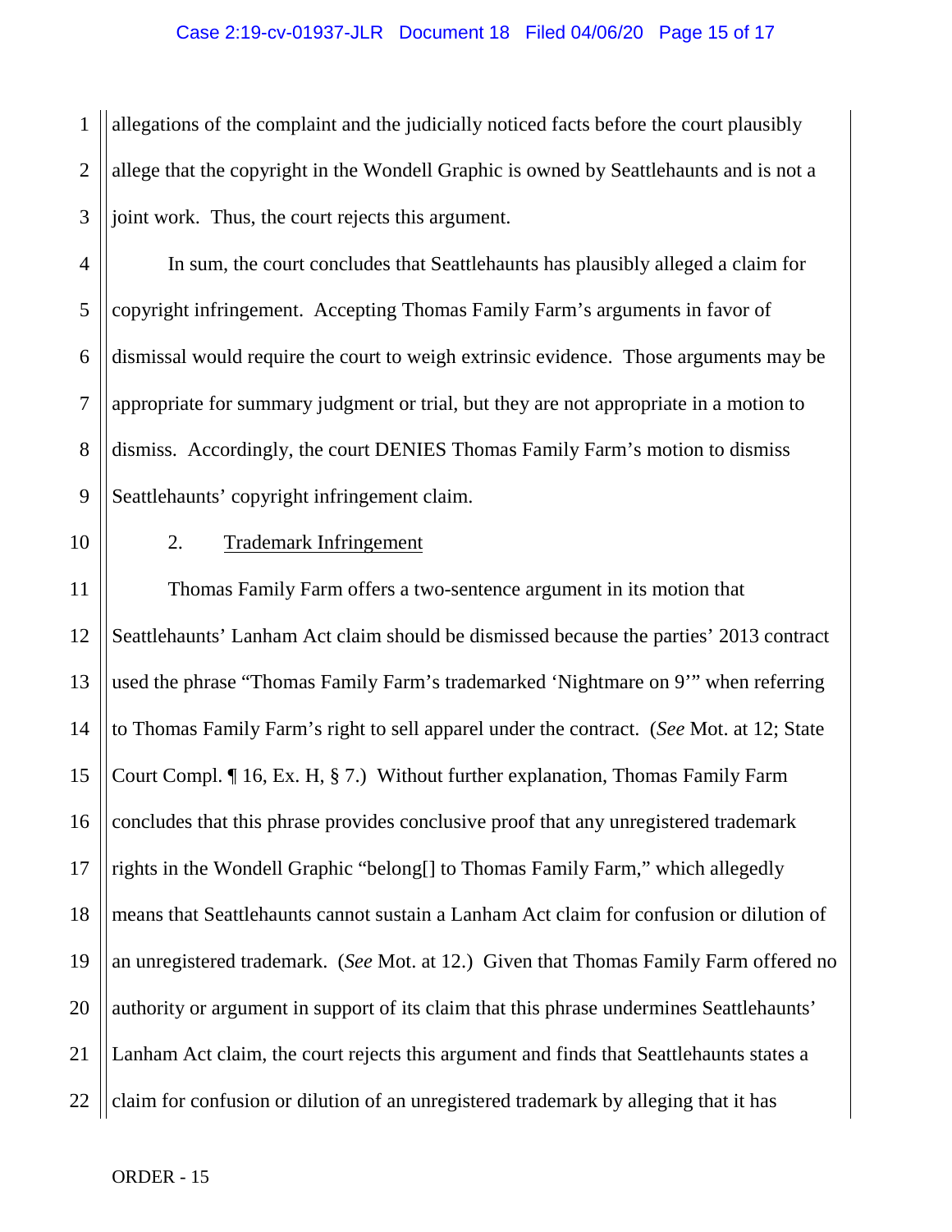allegations of the complaint and the judicially noticed facts before the court plausibly allege that the copyright in the Wondell Graphic is owned by Seattlehaunts and is not a joint work. Thus, the court rejects this argument.

In sum, the court concludes that Seattlehaunts has plausibly alleged a claim for copyright infringement. Accepting Thomas Family Farm's arguments in favor of dismissal would require the court to weigh extrinsic evidence. Those arguments may be appropriate for summary judgment or trial, but they are not appropriate in a motion to dismiss. Accordingly, the court DENIES Thomas Family Farm's motion to dismiss Seattlehaunts' copyright infringement claim.

2. Trademark Infringement

Thomas Family Farm offers a two-sentence argument in its motion that Seattlehaunts' Lanham Act claim should be dismissed because the parties' 2013 contract used the phrase "Thomas Family Farm's trademarked 'Nightmare on 9'" when referring to Thomas Family Farm's right to sell apparel under the contract. (*See* Mot. at 12; State Court Compl. ¶ 16, Ex. H, § 7.) Without further explanation, Thomas Family Farm concludes that this phrase provides conclusive proof that any unregistered trademark rights in the Wondell Graphic "belong[] to Thomas Family Farm," which allegedly means that Seattlehaunts cannot sustain a Lanham Act claim for confusion or dilution of an unregistered trademark. (*See* Mot. at 12.) Given that Thomas Family Farm offered no authority or argument in support of its claim that this phrase undermines Seattlehaunts' Lanham Act claim, the court rejects this argument and finds that Seattlehaunts states a claim for confusion or dilution of an unregistered trademark by alleging that it has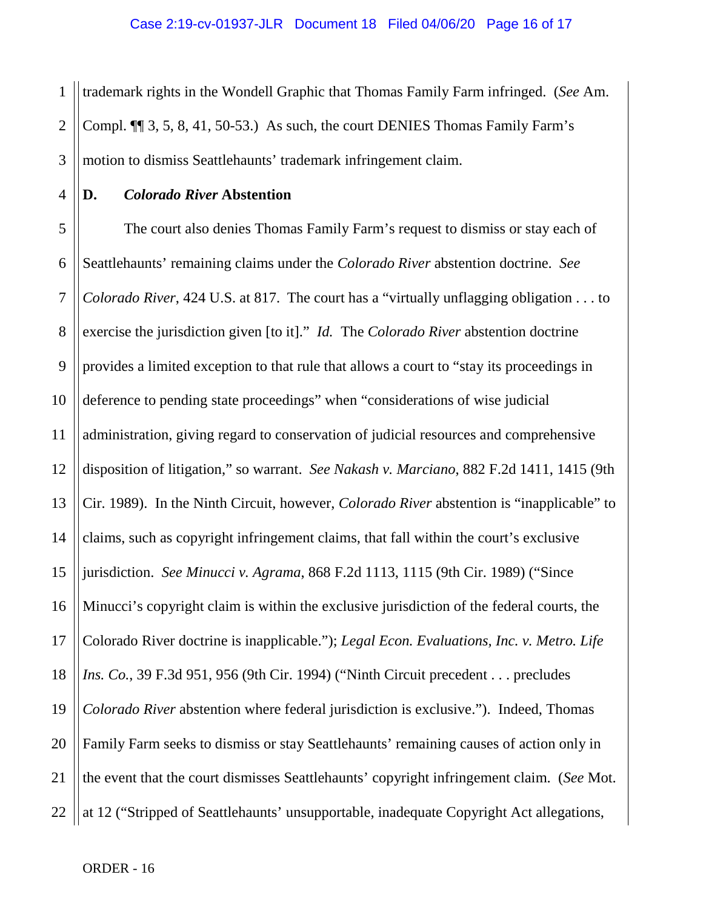trademark rights in the Wondell Graphic that Thomas Family Farm infringed. (*See* Am. Compl. ¶¶ 3, 5, 8, 41, 50-53.) As such, the court DENIES Thomas Family Farm's motion to dismiss Seattlehaunts' trademark infringement claim.

### D. *Colorado River* Abstention

The court also denies Thomas Family Farm's request to dismiss or stay each of Seattlehaunts' remaining claims under the *Colorado River* abstention doctrine. *See Colorado River*, 424 U.S. at 817. The court has a "virtually unflagging obligation . . . to exercise the jurisdiction given [to it]." *Id.* The *Colorado River* abstention doctrine provides a limited exception to that rule that allows a court to "stay its proceedings in deference to pending state proceedings" when "considerations of wise judicial administration, giving regard to conservation of judicial resources and comprehensive disposition of litigation," so warrant. *See Nakash v. Marciano*, 882 F.2d 1411, 1415 (9th Cir. 1989). In the Ninth Circuit, however, *Colorado River* abstention is "inapplicable" to claims, such as copyright infringement claims, that fall within the court's exclusive jurisdiction. *See Minucci v. Agrama*, 868 F.2d 1113, 1115 (9th Cir. 1989) ("Since Minucci's copyright claim is within the exclusive jurisdiction of the federal courts, the Colorado River doctrine is inapplicable."); *Legal Econ. Evaluations, Inc. v. Metro. Life Ins. Co.*, 39 F.3d 951, 956 (9th Cir. 1994) ("Ninth Circuit precedent . . . precludes *Colorado River* abstention where federal jurisdiction is exclusive."). Indeed, Thomas Family Farm seeks to dismiss or stay Seattlehaunts' remaining causes of action only in the event that the court dismisses Seattlehaunts' copyright infringement claim. (*See* Mot. at 12 ("Stripped of Seattlehaunts' unsupportable, inadequate Copyright Act allegations,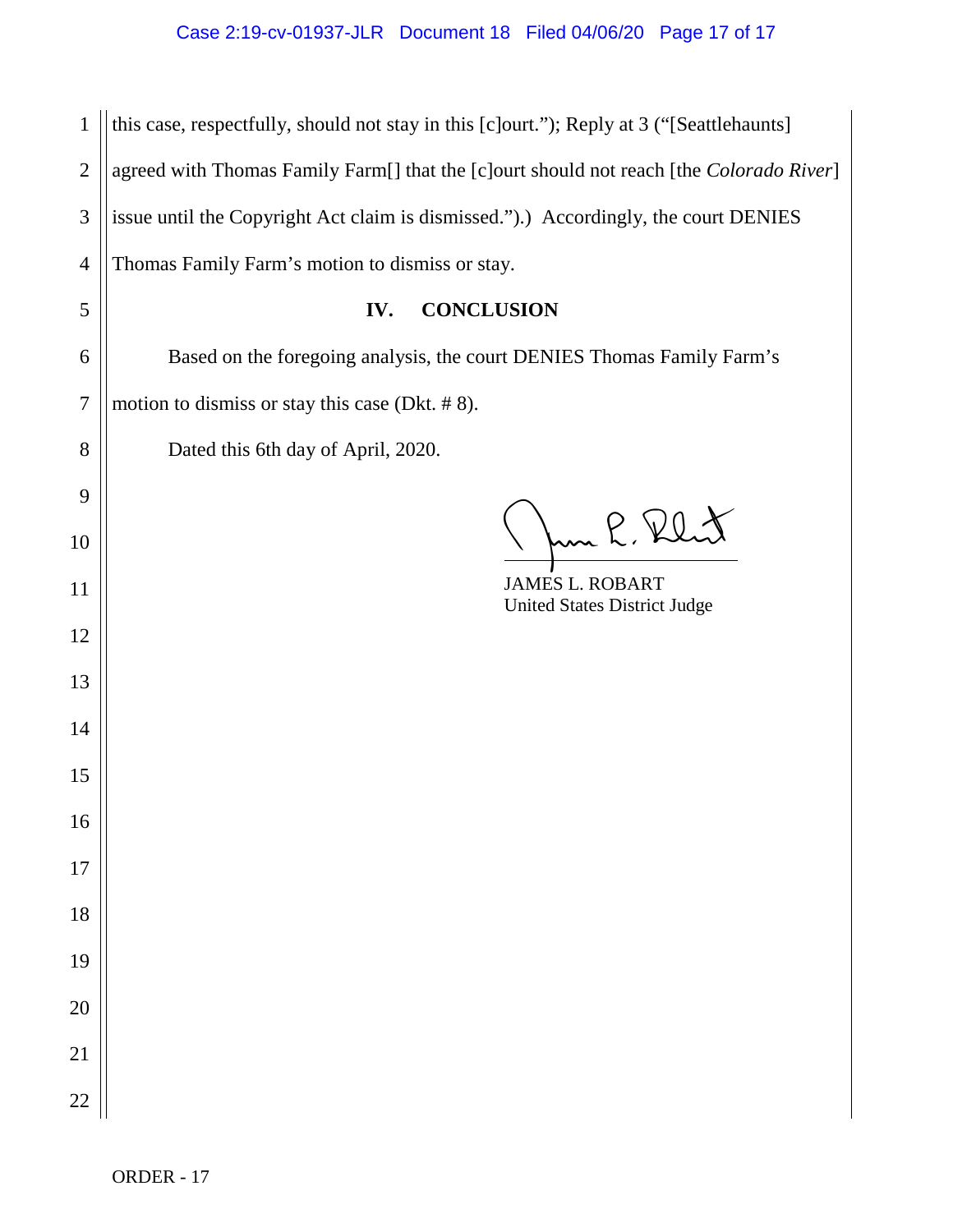this case, respectfully, should not stay in this [c]ourt."); Reply at 3 ("[Seattlehaunts] agreed with Thomas Family Farm[] that the [c]ourt should not reach [the *Colorado River*] issue until the Copyright Act claim is dismissed.").) Accordingly, the court DENIES Thomas Family Farm's motion to dismiss or stay.

## IV. CONCLUSION

Based on the foregoing analysis, the court DENIES Thomas Family Farm's motion to dismiss or stay this case (Dkt. # 8).

Dated this 6th day of April, 2020.

JAMES L. ROBART
United States District Judge

ORDER - 17